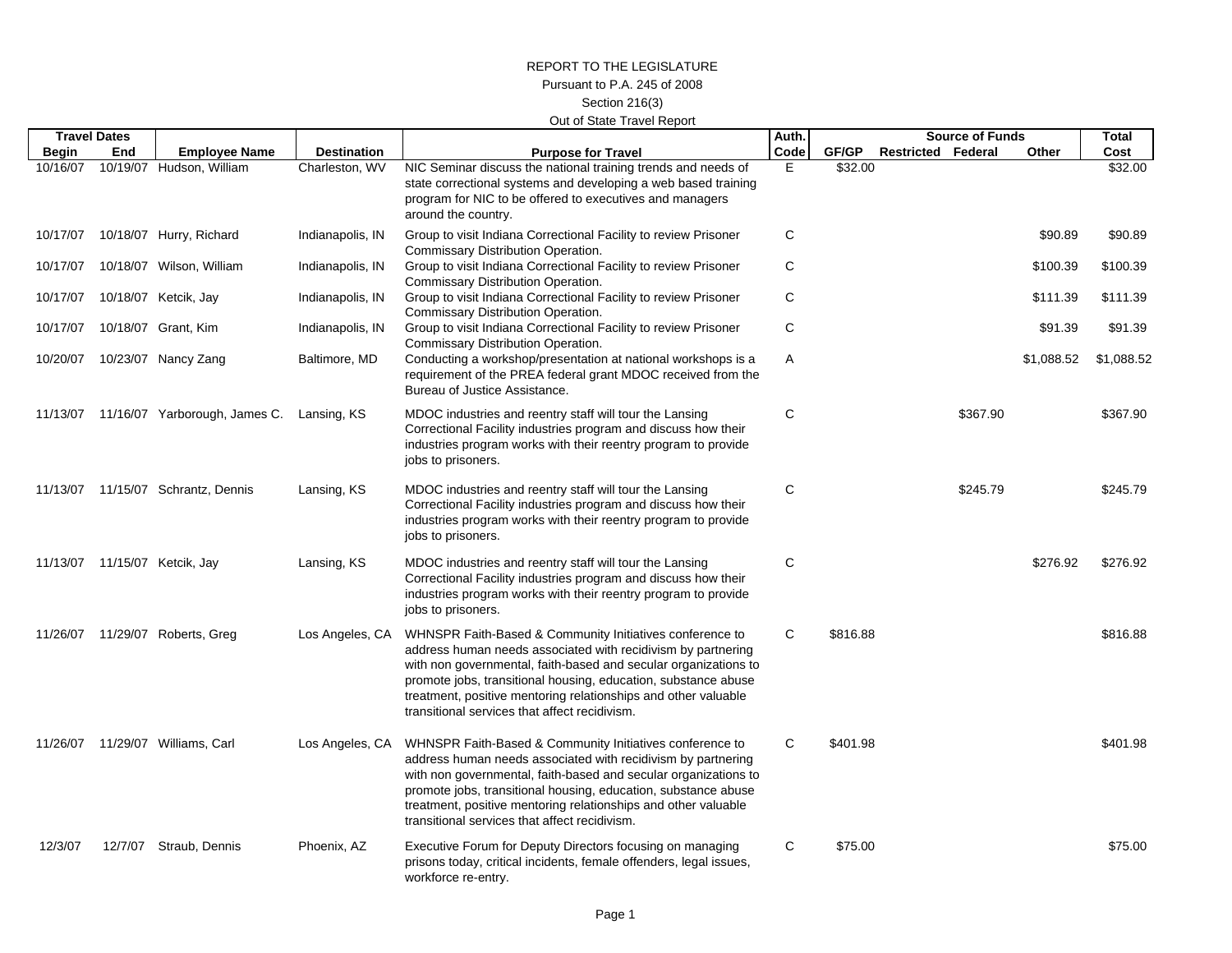REPORT TO THE LEGISLATURE

Pursuant to P.A. 245 of 2008

Section 216(3)

Out of State Travel Report

| Travel Dates | | | | | Auth. | Source of Funds | | | | Total |
|---|---|---|---|---|---|---|---|---|---|---|
| Begin | End | Employee Name | Destination | Purpose for Travel | Code | GF/GP | Restricted | Federal | Other | Cost |
| 10/16/07 | 10/19/07 | Hudson, William | Charleston, WV | NIC Seminar discuss the national training trends and needs of state correctional systems and developing a web based training program for NIC to be offered to executives and managers around the country. | E | $32.00 | | | | $32.00 |
| 10/17/07 | 10/18/07 | Hurry, Richard | Indianapolis, IN | Group to visit Indiana Correctional Facility to review Prisoner Commissary Distribution Operation. | C | | | | $90.89 | $90.89 |
| 10/17/07 | 10/18/07 | Wilson, William | Indianapolis, IN | Group to visit Indiana Correctional Facility to review Prisoner Commissary Distribution Operation. | C | | | | $100.39 | $100.39 |
| 10/17/07 | 10/18/07 | Ketcik, Jay | Indianapolis, IN | Group to visit Indiana Correctional Facility to review Prisoner Commissary Distribution Operation. | C | | | | $111.39 | $111.39 |
| 10/17/07 | 10/18/07 | Grant, Kim | Indianapolis, IN | Group to visit Indiana Correctional Facility to review Prisoner Commissary Distribution Operation. | C | | | | $91.39 | $91.39 |
| 10/20/07 | 10/23/07 | Nancy Zang | Baltimore, MD | Conducting a workshop/presentation at national workshops is a requirement of the PREA federal grant MDOC received from the Bureau of Justice Assistance. | A | | | | $1,088.52 | $1,088.52 |
| 11/13/07 | 11/16/07 | Yarborough, James C. | Lansing, KS | MDOC industries and reentry staff will tour the Lansing Correctional Facility industries program and discuss how their industries program works with their reentry program to provide jobs to prisoners. | C | | | $367.90 | | $367.90 |
| 11/13/07 | 11/15/07 | Schrantz, Dennis | Lansing, KS | MDOC industries and reentry staff will tour the Lansing Correctional Facility industries program and discuss how their industries program works with their reentry program to provide jobs to prisoners. | C | | | $245.79 | | $245.79 |
| 11/13/07 | 11/15/07 | Ketcik, Jay | Lansing, KS | MDOC industries and reentry staff will tour the Lansing Correctional Facility industries program and discuss how their industries program works with their reentry program to provide jobs to prisoners. | C | | | | $276.92 | $276.92 |
| 11/26/07 | 11/29/07 | Roberts, Greg | Los Angeles, CA | WHNSPR Faith-Based & Community Initiatives conference to address human needs associated with recidivism by partnering with non governmental, faith-based and secular organizations to promote jobs, transitional housing, education, substance abuse treatment, positive mentoring relationships and other valuable transitional services that affect recidivism. | C | $816.88 | | | | $816.88 |
| 11/26/07 | 11/29/07 | Williams, Carl | Los Angeles, CA | WHNSPR Faith-Based & Community Initiatives conference to address human needs associated with recidivism by partnering with non governmental, faith-based and secular organizations to promote jobs, transitional housing, education, substance abuse treatment, positive mentoring relationships and other valuable transitional services that affect recidivism. | C | $401.98 | | | | $401.98 |
| 12/3/07 | 12/7/07 | Straub, Dennis | Phoenix, AZ | Executive Forum for Deputy Directors focusing on managing prisons today, critical incidents, female offenders, legal issues, workforce re-entry. | C | $75.00 | | | | $75.00 |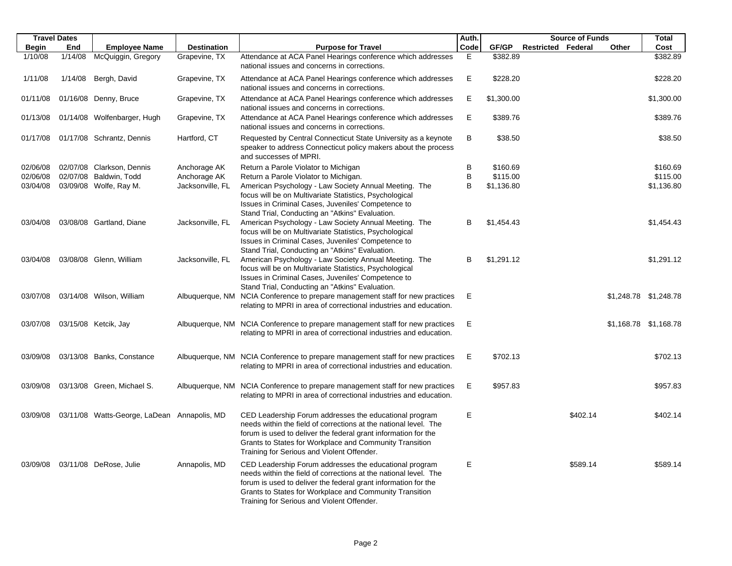| Travel Dates | | | | | Auth. | Source of Funds | | | | Total |
|---|---|---|---|---|---|---|---|---|---|---|
| Begin | End | Employee Name | Destination | Purpose for Travel | Code | GF/GP | Restricted | Federal | Other | Cost |
| 1/10/08 | 1/14/08 | McQuiggin, Gregory | Grapevine, TX | Attendance at ACA Panel Hearings conference which addresses national issues and concerns in corrections. | E | $382.89 | | | | $382.89 |
| 1/11/08 | 1/14/08 | Bergh, David | Grapevine, TX | Attendance at ACA Panel Hearings conference which addresses national issues and concerns in corrections. | E | $228.20 | | | | $228.20 |
| 01/11/08 | 01/16/08 | Denny, Bruce | Grapevine, TX | Attendance at ACA Panel Hearings conference which addresses national issues and concerns in corrections. | E | $1,300.00 | | | | $1,300.00 |
| 01/13/08 | 01/14/08 | Wolfenbarger, Hugh | Grapevine, TX | Attendance at ACA Panel Hearings conference which addresses national issues and concerns in corrections. | E | $389.76 | | | | $389.76 |
| 01/17/08 | 01/17/08 | Schrantz, Dennis | Hartford, CT | Requested by Central Connecticut State University as a keynote speaker to address Connecticut policy makers about the process and successes of MPRI. | B | $38.50 | | | | $38.50 |
| 02/06/08 | 02/07/08 | Clarkson, Dennis | Anchorage AK | Return a Parole Violator to Michigan | B | $160.69 | | | | $160.69 |
| 02/06/08 | 02/07/08 | Baldwin, Todd | Anchorage AK | Return a Parole Violator to Michigan. | B | $115.00 | | | | $115.00 |
| 03/04/08 | 03/09/08 | Wolfe, Ray M. | Jacksonville, FL | American Psychology - Law Society Annual Meeting. The focus will be on Multivariate Statistics, Psychological Issues in Criminal Cases, Juveniles' Competence to Stand Trial, Conducting an "Atkins" Evaluation. | B | $1,136.80 | | | | $1,136.80 |
| 03/04/08 | 03/08/08 | Gartland, Diane | Jacksonville, FL | American Psychology - Law Society Annual Meeting. The focus will be on Multivariate Statistics, Psychological Issues in Criminal Cases, Juveniles' Competence to Stand Trial, Conducting an "Atkins" Evaluation. | B | $1,454.43 | | | | $1,454.43 |
| 03/04/08 | 03/08/08 | Glenn, William | Jacksonville, FL | American Psychology - Law Society Annual Meeting. The focus will be on Multivariate Statistics, Psychological Issues in Criminal Cases, Juveniles' Competence to Stand Trial, Conducting an "Atkins" Evaluation. | B | $1,291.12 | | | | $1,291.12 |
| 03/07/08 | 03/14/08 | Wilson, William | Albuquerque, NM | NCIA Conference to prepare management staff for new practices relating to MPRI in area of correctional industries and education. | E | | | | $1,248.78 | $1,248.78 |
| 03/07/08 | 03/15/08 | Ketcik, Jay | Albuquerque, NM | NCIA Conference to prepare management staff for new practices relating to MPRI in area of correctional industries and education. | E | | | | $1,168.78 | $1,168.78 |
| 03/09/08 | 03/13/08 | Banks, Constance | Albuquerque, NM | NCIA Conference to prepare management staff for new practices relating to MPRI in area of correctional industries and education. | E | $702.13 | | | | $702.13 |
| 03/09/08 | 03/13/08 | Green, Michael S. | Albuquerque, NM | NCIA Conference to prepare management staff for new practices relating to MPRI in area of correctional industries and education. | E | $957.83 | | | | $957.83 |
| 03/09/08 | 03/11/08 | Watts-George, LaDean | Annapolis, MD | CED Leadership Forum addresses the educational program needs within the field of corrections at the national level. The forum is used to deliver the federal grant information for the Grants to States for Workplace and Community Transition Training for Serious and Violent Offender. | E | | | $402.14 | | $402.14 |
| 03/09/08 | 03/11/08 | DeRose, Julie | Annapolis, MD | CED Leadership Forum addresses the educational program needs within the field of corrections at the national level. The forum is used to deliver the federal grant information for the Grants to States for Workplace and Community Transition Training for Serious and Violent Offender. | E | | | $589.14 | | $589.14 |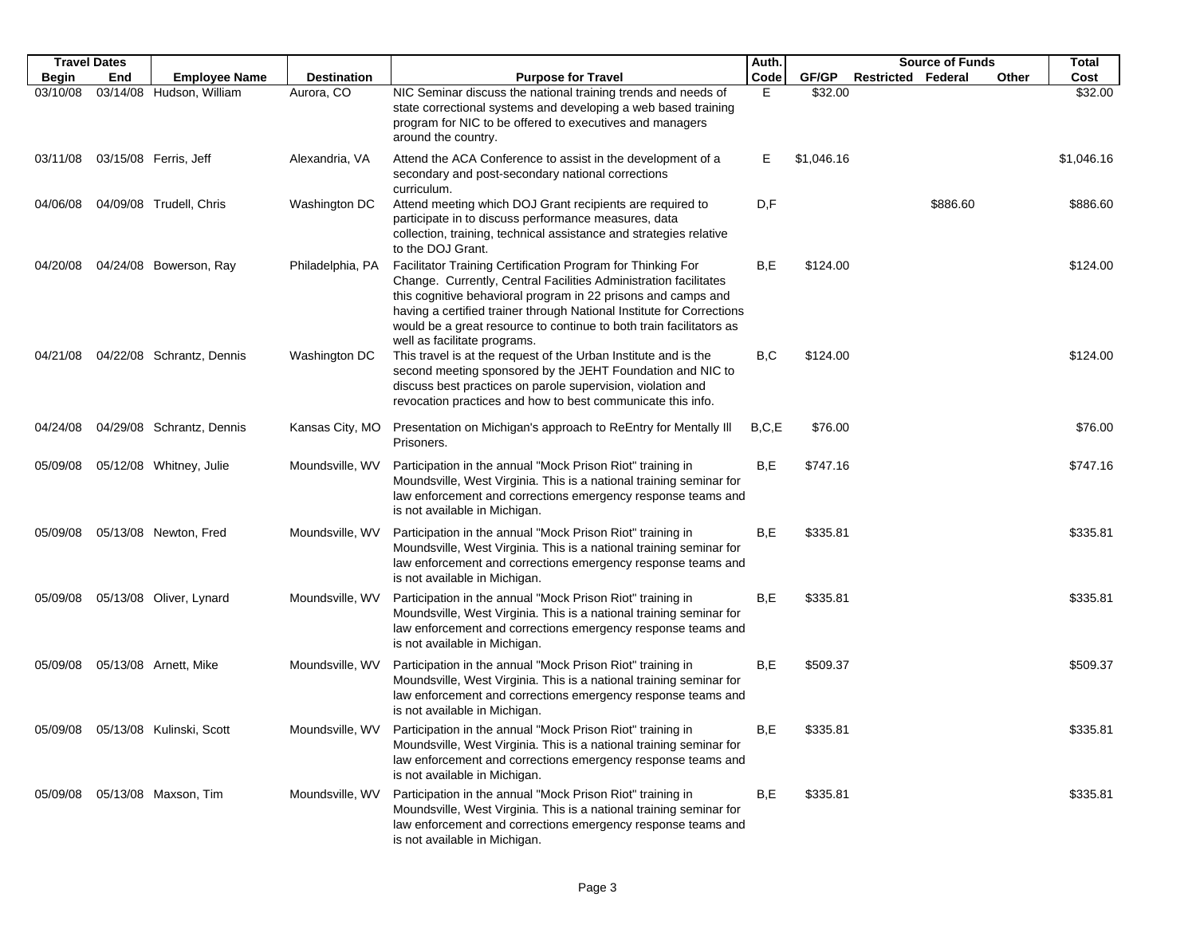| Travel Dates | | Employee Name | Destination | Purpose for Travel | Auth. | Source of Funds | | | | Total |
|---|---|---|---|---|---|---|---|---|---|---|
| Begin | End | | | | Code | GF/GP | Restricted | Federal | Other | Cost |
| 03/10/08 | 03/14/08 | Hudson, William | Aurora, CO | NIC Seminar discuss the national training trends and needs of state correctional systems and developing a web based training program for NIC to be offered to executives and managers around the country. | E | $32.00 | | | | $32.00 |
| 03/11/08 | 03/15/08 | Ferris, Jeff | Alexandria, VA | Attend the ACA Conference to assist in the development of a secondary and post-secondary national corrections curriculum. | E | $1,046.16 | | | | $1,046.16 |
| 04/06/08 | 04/09/08 | Trudell, Chris | Washington DC | Attend meeting which DOJ Grant recipients are required to participate in to discuss performance measures, data collection, training, technical assistance and strategies relative to the DOJ Grant. | D,F | | | $886.60 | | $886.60 |
| 04/20/08 | 04/24/08 | Bowerson, Ray | Philadelphia, PA | Facilitator Training Certification Program for Thinking For Change. Currently, Central Facilities Administration facilitates this cognitive behavioral program in 22 prisons and camps and having a certified trainer through National Institute for Corrections would be a great resource to continue to both train facilitators as well as facilitate programs. | B,E | $124.00 | | | | $124.00 |
| 04/21/08 | 04/22/08 | Schrantz, Dennis | Washington DC | This travel is at the request of the Urban Institute and is the second meeting sponsored by the JEHT Foundation and NIC to discuss best practices on parole supervision, violation and revocation practices and how to best communicate this info. | B,C | $124.00 | | | | $124.00 |
| 04/24/08 | 04/29/08 | Schrantz, Dennis | Kansas City, MO | Presentation on Michigan's approach to ReEntry for Mentally Ill Prisoners. | B,C,E | $76.00 | | | | $76.00 |
| 05/09/08 | 05/12/08 | Whitney, Julie | Moundsville, WV | Participation in the annual "Mock Prison Riot" training in Moundsville, West Virginia. This is a national training seminar for law enforcement and corrections emergency response teams and is not available in Michigan. | B,E | $747.16 | | | | $747.16 |
| 05/09/08 | 05/13/08 | Newton, Fred | Moundsville, WV | Participation in the annual "Mock Prison Riot" training in Moundsville, West Virginia. This is a national training seminar for law enforcement and corrections emergency response teams and is not available in Michigan. | B,E | $335.81 | | | | $335.81 |
| 05/09/08 | 05/13/08 | Oliver, Lynard | Moundsville, WV | Participation in the annual "Mock Prison Riot" training in Moundsville, West Virginia. This is a national training seminar for law enforcement and corrections emergency response teams and is not available in Michigan. | B,E | $335.81 | | | | $335.81 |
| 05/09/08 | 05/13/08 | Arnett, Mike | Moundsville, WV | Participation in the annual "Mock Prison Riot" training in Moundsville, West Virginia. This is a national training seminar for law enforcement and corrections emergency response teams and is not available in Michigan. | B,E | $509.37 | | | | $509.37 |
| 05/09/08 | 05/13/08 | Kulinski, Scott | Moundsville, WV | Participation in the annual "Mock Prison Riot" training in Moundsville, West Virginia. This is a national training seminar for law enforcement and corrections emergency response teams and is not available in Michigan. | B,E | $335.81 | | | | $335.81 |
| 05/09/08 | 05/13/08 | Maxson, Tim | Moundsville, WV | Participation in the annual "Mock Prison Riot" training in Moundsville, West Virginia. This is a national training seminar for law enforcement and corrections emergency response teams and is not available in Michigan. | B,E | $335.81 | | | | $335.81 |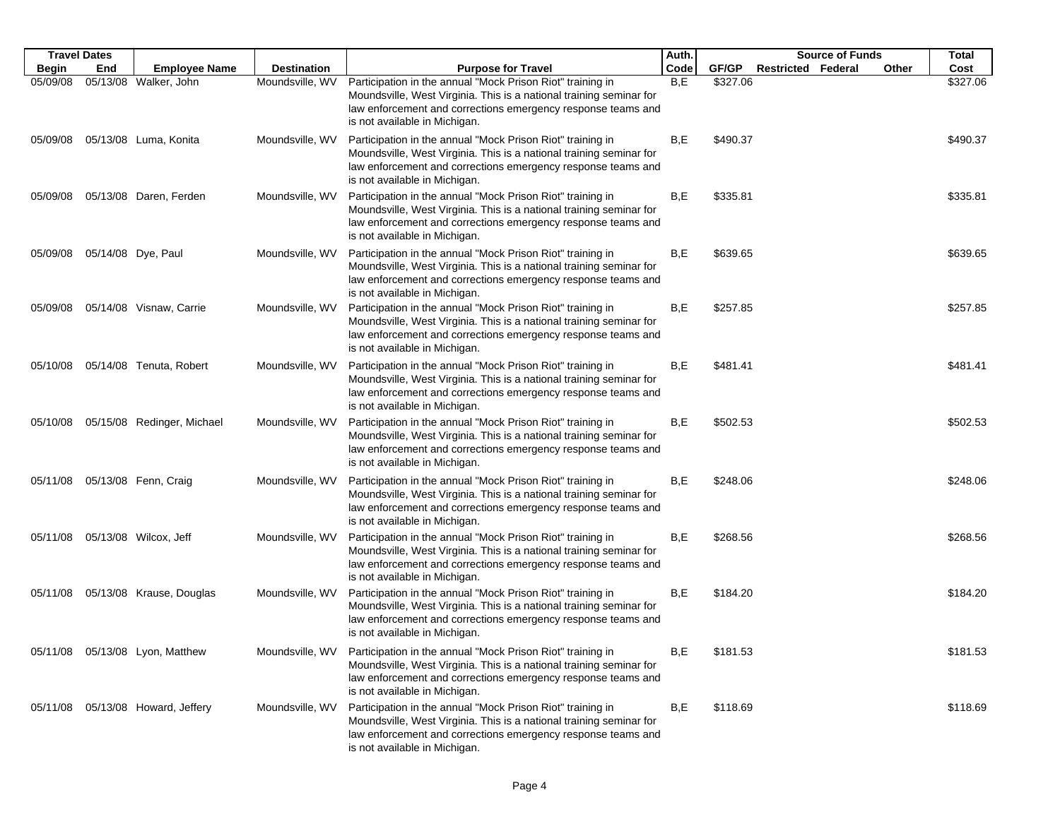| Travel Dates | | Employee Name | Destination | Purpose for Travel | Auth. Code | Source of Funds | | | | Total Cost |
|---|---|---|---|---|---|---|---|---|---|---|
| Begin | End | | | | | GF/GP | Restricted | Federal | Other | |
| 05/09/08 | 05/13/08 | Walker, John | Moundsville, WV | Participation in the annual "Mock Prison Riot" training in Moundsville, West Virginia. This is a national training seminar for law enforcement and corrections emergency response teams and is not available in Michigan. | B,E | $327.06 | | | | $327.06 |
| 05/09/08 | 05/13/08 | Luma, Konita | Moundsville, WV | Participation in the annual "Mock Prison Riot" training in Moundsville, West Virginia. This is a national training seminar for law enforcement and corrections emergency response teams and is not available in Michigan. | B,E | $490.37 | | | | $490.37 |
| 05/09/08 | 05/13/08 | Daren, Ferden | Moundsville, WV | Participation in the annual "Mock Prison Riot" training in Moundsville, West Virginia. This is a national training seminar for law enforcement and corrections emergency response teams and is not available in Michigan. | B,E | $335.81 | | | | $335.81 |
| 05/09/08 | 05/14/08 | Dye, Paul | Moundsville, WV | Participation in the annual "Mock Prison Riot" training in Moundsville, West Virginia. This is a national training seminar for law enforcement and corrections emergency response teams and is not available in Michigan. | B,E | $639.65 | | | | $639.65 |
| 05/09/08 | 05/14/08 | Visnaw, Carrie | Moundsville, WV | Participation in the annual "Mock Prison Riot" training in Moundsville, West Virginia. This is a national training seminar for law enforcement and corrections emergency response teams and is not available in Michigan. | B,E | $257.85 | | | | $257.85 |
| 05/10/08 | 05/14/08 | Tenuta, Robert | Moundsville, WV | Participation in the annual "Mock Prison Riot" training in Moundsville, West Virginia. This is a national training seminar for law enforcement and corrections emergency response teams and is not available in Michigan. | B,E | $481.41 | | | | $481.41 |
| 05/10/08 | 05/15/08 | Redinger, Michael | Moundsville, WV | Participation in the annual "Mock Prison Riot" training in Moundsville, West Virginia. This is a national training seminar for law enforcement and corrections emergency response teams and is not available in Michigan. | B,E | $502.53 | | | | $502.53 |
| 05/11/08 | 05/13/08 | Fenn, Craig | Moundsville, WV | Participation in the annual "Mock Prison Riot" training in Moundsville, West Virginia. This is a national training seminar for law enforcement and corrections emergency response teams and is not available in Michigan. | B,E | $248.06 | | | | $248.06 |
| 05/11/08 | 05/13/08 | Wilcox, Jeff | Moundsville, WV | Participation in the annual "Mock Prison Riot" training in Moundsville, West Virginia. This is a national training seminar for law enforcement and corrections emergency response teams and is not available in Michigan. | B,E | $268.56 | | | | $268.56 |
| 05/11/08 | 05/13/08 | Krause, Douglas | Moundsville, WV | Participation in the annual "Mock Prison Riot" training in Moundsville, West Virginia. This is a national training seminar for law enforcement and corrections emergency response teams and is not available in Michigan. | B,E | $184.20 | | | | $184.20 |
| 05/11/08 | 05/13/08 | Lyon, Matthew | Moundsville, WV | Participation in the annual "Mock Prison Riot" training in Moundsville, West Virginia. This is a national training seminar for law enforcement and corrections emergency response teams and is not available in Michigan. | B,E | $181.53 | | | | $181.53 |
| 05/11/08 | 05/13/08 | Howard, Jeffery | Moundsville, WV | Participation in the annual "Mock Prison Riot" training in Moundsville, West Virginia. This is a national training seminar for law enforcement and corrections emergency response teams and is not available in Michigan. | B,E | $118.69 | | | | $118.69 |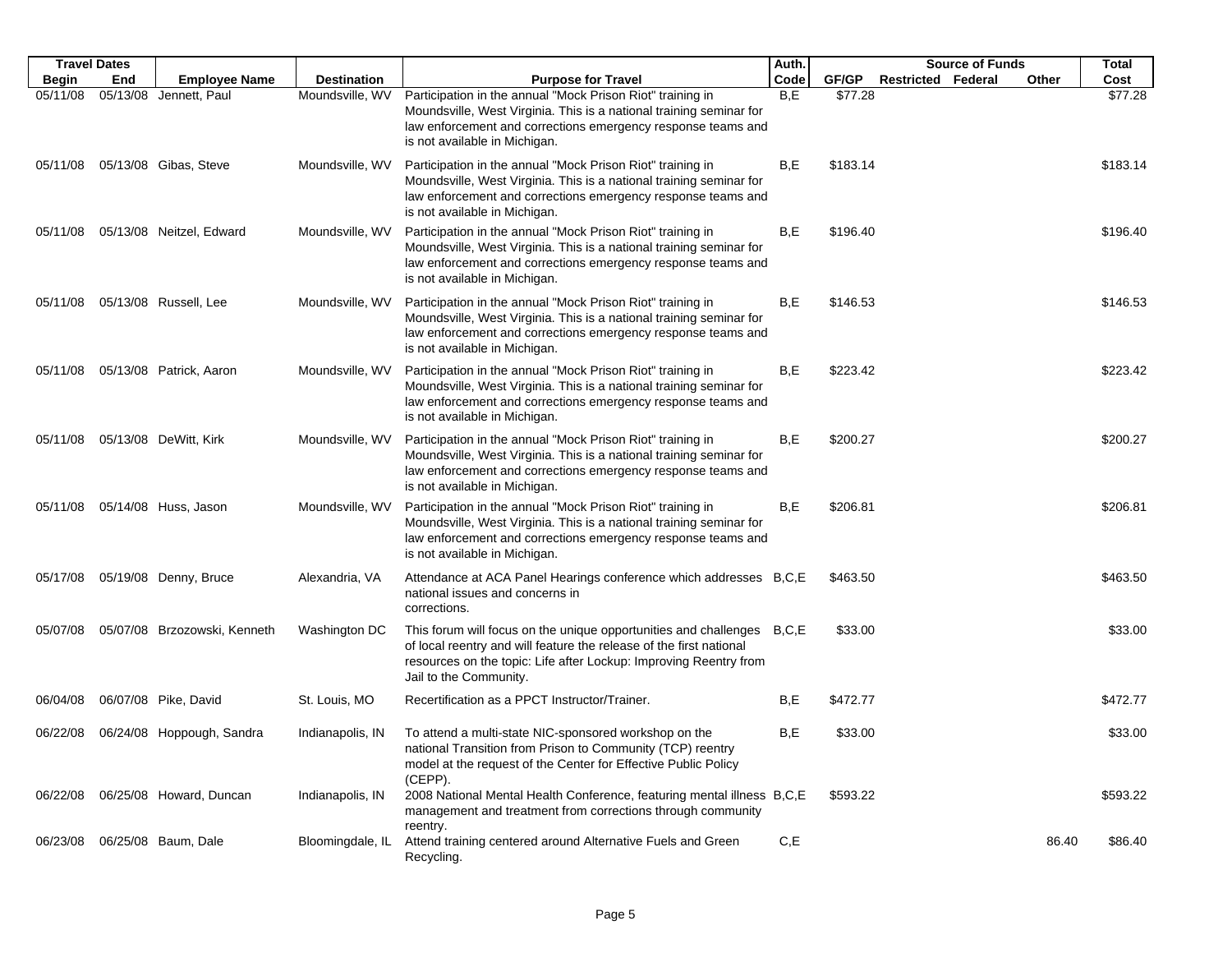| Travel Dates | | Employee Name | Destination | Purpose for Travel | Auth. | Source of Funds | | | | Total |
|---|---|---|---|---|---|---|---|---|---|---|
| Begin | End | | | | Code | GF/GP | Restricted | Federal | Other | Cost |
| 05/11/08 | 05/13/08 | Jennett, Paul | Moundsville, WV | Participation in the annual "Mock Prison Riot" training in Moundsville, West Virginia. This is a national training seminar for law enforcement and corrections emergency response teams and is not available in Michigan. | B,E | $77.28 | | | | $77.28 |
| 05/11/08 | 05/13/08 | Gibas, Steve | Moundsville, WV | Participation in the annual "Mock Prison Riot" training in Moundsville, West Virginia. This is a national training seminar for law enforcement and corrections emergency response teams and is not available in Michigan. | B,E | $183.14 | | | | $183.14 |
| 05/11/08 | 05/13/08 | Neitzel, Edward | Moundsville, WV | Participation in the annual "Mock Prison Riot" training in Moundsville, West Virginia. This is a national training seminar for law enforcement and corrections emergency response teams and is not available in Michigan. | B,E | $196.40 | | | | $196.40 |
| 05/11/08 | 05/13/08 | Russell, Lee | Moundsville, WV | Participation in the annual "Mock Prison Riot" training in Moundsville, West Virginia. This is a national training seminar for law enforcement and corrections emergency response teams and is not available in Michigan. | B,E | $146.53 | | | | $146.53 |
| 05/11/08 | 05/13/08 | Patrick, Aaron | Moundsville, WV | Participation in the annual "Mock Prison Riot" training in Moundsville, West Virginia. This is a national training seminar for law enforcement and corrections emergency response teams and is not available in Michigan. | B,E | $223.42 | | | | $223.42 |
| 05/11/08 | 05/13/08 | DeWitt, Kirk | Moundsville, WV | Participation in the annual "Mock Prison Riot" training in Moundsville, West Virginia. This is a national training seminar for law enforcement and corrections emergency response teams and is not available in Michigan. | B,E | $200.27 | | | | $200.27 |
| 05/11/08 | 05/14/08 | Huss, Jason | Moundsville, WV | Participation in the annual "Mock Prison Riot" training in Moundsville, West Virginia. This is a national training seminar for law enforcement and corrections emergency response teams and is not available in Michigan. | B,E | $206.81 | | | | $206.81 |
| 05/17/08 | 05/19/08 | Denny, Bruce | Alexandria, VA | Attendance at ACA Panel Hearings conference which addresses national issues and concerns in corrections. | B,C,E | $463.50 | | | | $463.50 |
| 05/07/08 | 05/07/08 | Brzozowski, Kenneth | Washington DC | This forum will focus on the unique opportunities and challenges of local reentry and will feature the release of the first national resources on the topic: Life after Lockup: Improving Reentry from Jail to the Community. | B,C,E | $33.00 | | | | $33.00 |
| 06/04/08 | 06/07/08 | Pike, David | St. Louis, MO | Recertification as a PPCT Instructor/Trainer. | B,E | $472.77 | | | | $472.77 |
| 06/22/08 | 06/24/08 | Hoppough, Sandra | Indianapolis, IN | To attend a multi-state NIC-sponsored workshop on the national Transition from Prison to Community (TCP) reentry model at the request of the Center for Effective Public Policy (CEPP). | B,E | $33.00 | | | | $33.00 |
| 06/22/08 | 06/25/08 | Howard, Duncan | Indianapolis, IN | 2008 National Mental Health Conference, featuring mental illness management and treatment from corrections through community reentry. | B,C,E | $593.22 | | | | $593.22 |
| 06/23/08 | 06/25/08 | Baum, Dale | Bloomingdale, IL | Attend training centered around Alternative Fuels and Green Recycling. | C,E | | | | 86.40 | $86.40 |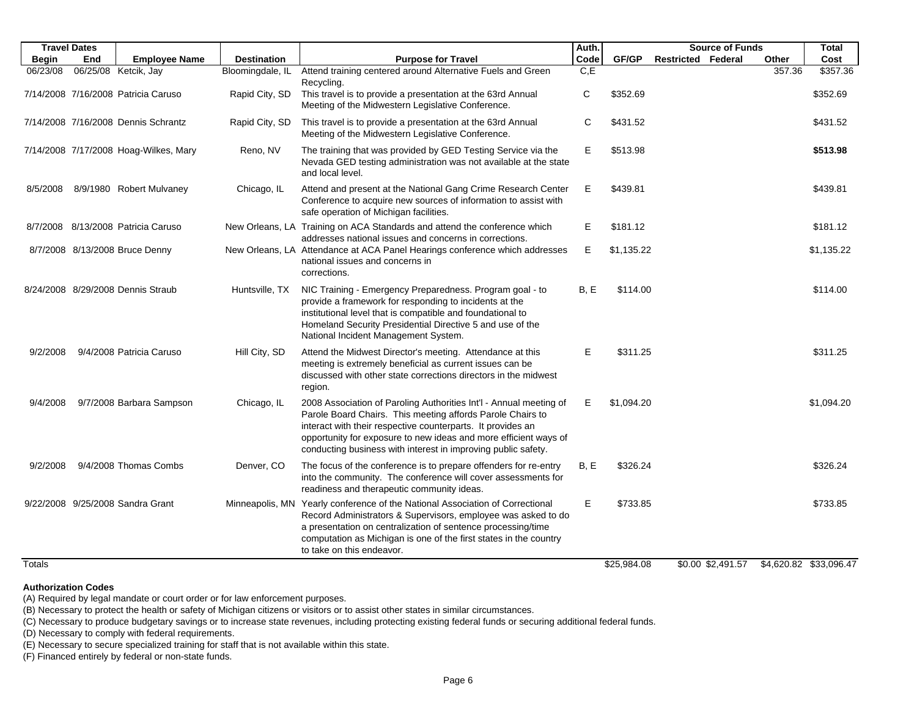| Travel Dates | | Employee Name | Destination | Purpose for Travel | Auth. Code | Source of Funds | | | | Total |
|---|---|---|---|---|---|---|---|---|---|---|
| Begin | End | | | | | GF/GP | Restricted | Federal | Other | Cost |
| 06/23/08 | 06/25/08 | Ketcik, Jay | Bloomingdale, IL | Attend training centered around Alternative Fuels and Green Recycling. | C,E | | | | 357.36 | $357.36 |
| 7/14/2008 | 7/16/2008 | Patricia Caruso | Rapid City, SD | This travel is to provide a presentation at the 63rd Annual Meeting of the Midwestern Legislative Conference. | C | $352.69 | | | | $352.69 |
| 7/14/2008 | 7/16/2008 | Dennis Schrantz | Rapid City, SD | This travel is to provide a presentation at the 63rd Annual Meeting of the Midwestern Legislative Conference. | C | $431.52 | | | | $431.52 |
| 7/14/2008 | 7/17/2008 | Hoag-Wilkes, Mary | Reno, NV | The training that was provided by GED Testing Service via the Nevada GED testing administration was not available at the state and local level. | E | $513.98 | | | | **$513.98** |
| 8/5/2008 | 8/9/1980 | Robert Mulvaney | Chicago, IL | Attend and present at the National Gang Crime Research Center Conference to acquire new sources of information to assist with safe operation of Michigan facilities. | E | $439.81 | | | | $439.81 |
| 8/7/2008 | 8/13/2008 | Patricia Caruso | New Orleans, LA | Training on ACA Standards and attend the conference which addresses national issues and concerns in corrections. | E | $181.12 | | | | $181.12 |
| 8/7/2008 | 8/13/2008 | Bruce Denny | New Orleans, LA | Attendance at ACA Panel Hearings conference which addresses national issues and concerns in corrections. | E | $1,135.22 | | | | $1,135.22 |
| 8/24/2008 | 8/29/2008 | Dennis Straub | Huntsville, TX | NIC Training - Emergency Preparedness. Program goal - to provide a framework for responding to incidents at the institutional level that is compatible and foundational to Homeland Security Presidential Directive 5 and use of the National Incident Management System. | B, E | $114.00 | | | | $114.00 |
| 9/2/2008 | 9/4/2008 | Patricia Caruso | Hill City, SD | Attend the Midwest Director's meeting. Attendance at this meeting is extremely beneficial as current issues can be discussed with other state corrections directors in the midwest region. | E | $311.25 | | | | $311.25 |
| 9/4/2008 | 9/7/2008 | Barbara Sampson | Chicago, IL | 2008 Association of Paroling Authorities Int'l - Annual meeting of Parole Board Chairs. This meeting affords Parole Chairs to interact with their respective counterparts. It provides an opportunity for exposure to new ideas and more efficient ways of conducting business with interest in improving public safety. | E | $1,094.20 | | | | $1,094.20 |
| 9/2/2008 | 9/4/2008 | Thomas Combs | Denver, CO | The focus of the conference is to prepare offenders for re-entry into the community. The conference will cover assessments for readiness and therapeutic community ideas. | B, E | $326.24 | | | | $326.24 |
| 9/22/2008 | 9/25/2008 | Sandra Grant | Minneapolis, MN | Yearly conference of the National Association of Correctional Record Administrators & Supervisors, employee was asked to do a presentation on centralization of sentence processing/time computation as Michigan is one of the first states in the country to take on this endeavor. | E | $733.85 | | | | $733.85 |
| Totals | | | | | | $25,984.08 | $0.00 | $2,491.57 | $4,620.82 | $33,096.47 |

**Authorization Codes**

(A) Required by legal mandate or court order or for law enforcement purposes.
(B) Necessary to protect the health or safety of Michigan citizens or visitors or to assist other states in similar circumstances.
(C) Necessary to produce budgetary savings or to increase state revenues, including protecting existing federal funds or securing additional federal funds.
(D) Necessary to comply with federal requirements.
(E) Necessary to secure specialized training for staff that is not available within this state.
(F) Financed entirely by federal or non-state funds.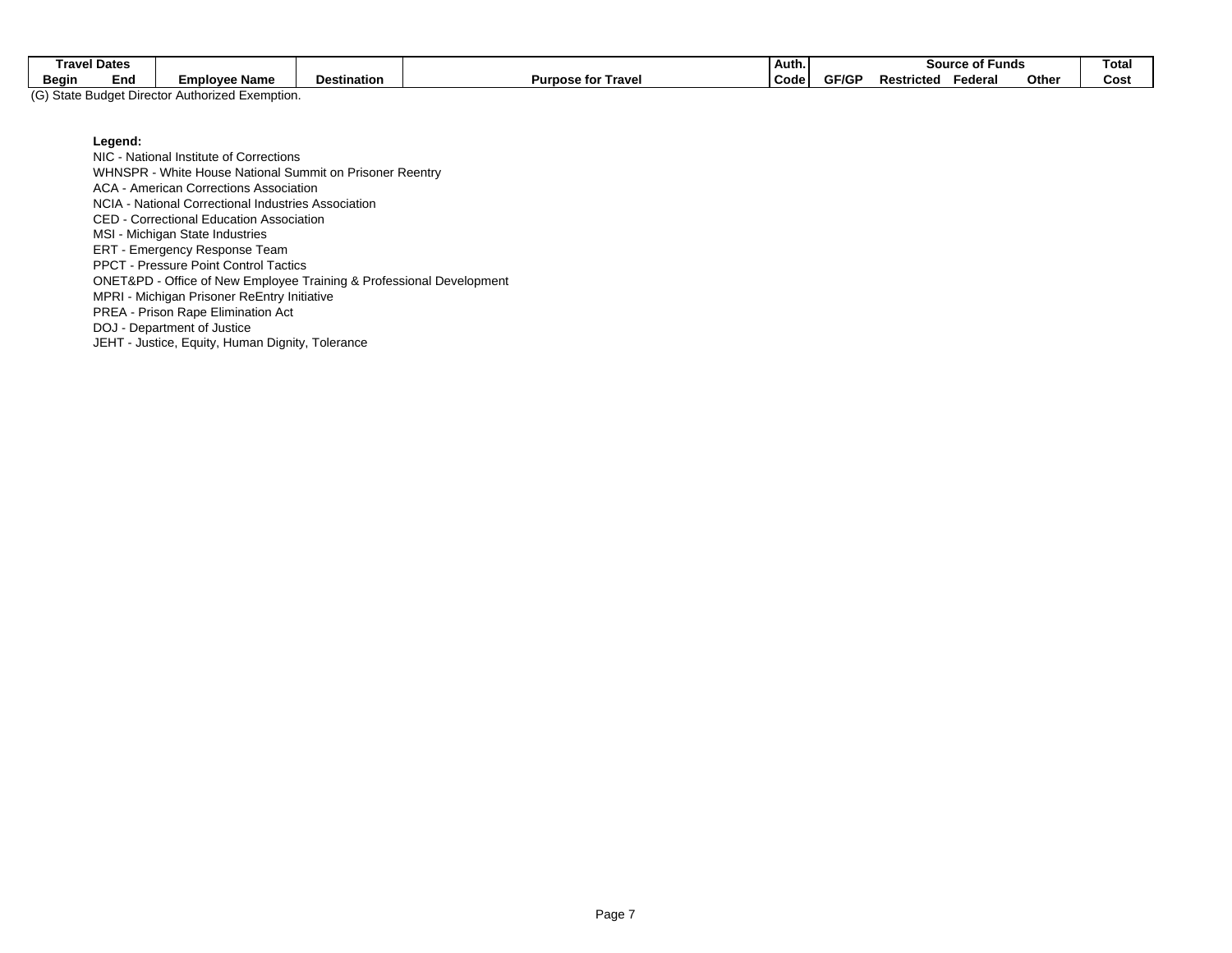| Travel Dates | | Employee Name | Destination | Purpose for Travel | Auth. | Source of Funds | | | | Total |
|---|---|---|---|---|---|---|---|---|---|---|
| Begin | End | | | | Code | GF/GP | Restricted | Federal | Other | Cost |

(G) State Budget Director Authorized Exemption.

**Legend:**

NIC - National Institute of Corrections
WHNSPR - White House National Summit on Prisoner Reentry
ACA - American Corrections Association
NCIA - National Correctional Industries Association
CED - Correctional Education Association
MSI - Michigan State Industries
ERT - Emergency Response Team
PPCT - Pressure Point Control Tactics
ONET&PD - Office of New Employee Training & Professional Development
MPRI - Michigan Prisoner ReEntry Initiative
PREA - Prison Rape Elimination Act
DOJ - Department of Justice
JEHT - Justice, Equity, Human Dignity, Tolerance